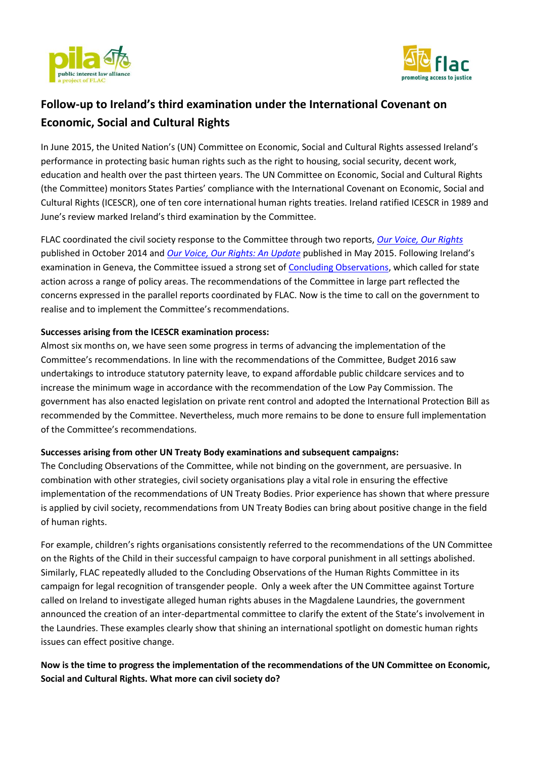# Follow-up to Ireland's third examination under the International Covenant on Economic, Social and Cultural Rights

In June 2015, the United Nation's (UN) Committee on Economic, Social and Cultural Rights assessed Ireland's performance in protecting basic human rights such as the right to housing, social security, decent work, education and health over the past thirteen years. The UN Committee on Economic, Social and Cultural Rights (the Committee) monitors States Parties' compliance with the International Covenant on Economic, Social and Cultural Rights (ICESCR), one of ten core international human rights treaties. Ireland ratified ICESCR in 1989 and June's review marked Ireland's third examination by the Committee.

FLAC coordinated the civil society response to the Committee through two reports, *Our Voice, Our Rights* published in October 2014 and *Our Voice, Our Rights: An Update* published in May 2015. Following Ireland's examination in Geneva, the Committee issued a strong set of Concluding Observations, which called for state action across a range of policy areas. The recommendations of the Committee in large part reflected the concerns expressed in the parallel reports coordinated by FLAC. Now is the time to call on the government to realise and to implement the Committee's recommendations.

**Successes arising from the ICESCR examination process:**

Almost six months on, we have seen some progress in terms of advancing the implementation of the Committee's recommendations. In line with the recommendations of the Committee, Budget 2016 saw undertakings to introduce statutory paternity leave, to expand affordable public childcare services and to increase the minimum wage in accordance with the recommendation of the Low Pay Commission. The government has also enacted legislation on private rent control and adopted the International Protection Bill as recommended by the Committee. Nevertheless, much more remains to be done to ensure full implementation of the Committee's recommendations.

**Successes arising from other UN Treaty Body examinations and subsequent campaigns:**

The Concluding Observations of the Committee, while not binding on the government, are persuasive. In combination with other strategies, civil society organisations play a vital role in ensuring the effective implementation of the recommendations of UN Treaty Bodies. Prior experience has shown that where pressure is applied by civil society, recommendations from UN Treaty Bodies can bring about positive change in the field of human rights.

For example, children's rights organisations consistently referred to the recommendations of the UN Committee on the Rights of the Child in their successful campaign to have corporal punishment in all settings abolished. Similarly, FLAC repeatedly alluded to the Concluding Observations of the Human Rights Committee in its campaign for legal recognition of transgender people. Only a week after the UN Committee against Torture called on Ireland to investigate alleged human rights abuses in the Magdalene Laundries, the government announced the creation of an inter-departmental committee to clarify the extent of the State's involvement in the Laundries. These examples clearly show that shining an international spotlight on domestic human rights issues can effect positive change.

**Now is the time to progress the implementation of the recommendations of the UN Committee on Economic, Social and Cultural Rights. What more can civil society do?**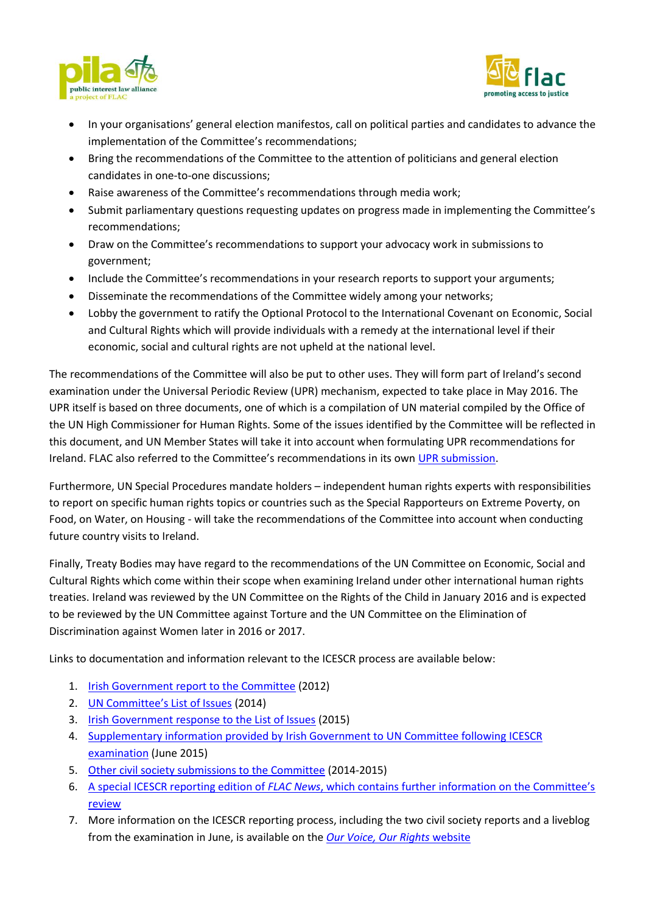- In your organisations' general election manifestos, call on political parties and candidates to advance the implementation of the Committee's recommendations;
- Bring the recommendations of the Committee to the attention of politicians and general election candidates in one-to-one discussions;
- Raise awareness of the Committee's recommendations through media work;
- Submit parliamentary questions requesting updates on progress made in implementing the Committee's recommendations;
- Draw on the Committee's recommendations to support your advocacy work in submissions to government;
- Include the Committee's recommendations in your research reports to support your arguments;
- Disseminate the recommendations of the Committee widely among your networks;
- Lobby the government to ratify the Optional Protocol to the International Covenant on Economic, Social and Cultural Rights which will provide individuals with a remedy at the international level if their economic, social and cultural rights are not upheld at the national level.

The recommendations of the Committee will also be put to other uses. They will form part of Ireland's second examination under the Universal Periodic Review (UPR) mechanism, expected to take place in May 2016. The UPR itself is based on three documents, one of which is a compilation of UN material compiled by the Office of the UN High Commissioner for Human Rights. Some of the issues identified by the Committee will be reflected in this document, and UN Member States will take it into account when formulating UPR recommendations for Ireland. FLAC also referred to the Committee's recommendations in its own UPR submission.

Furthermore, UN Special Procedures mandate holders – independent human rights experts with responsibilities to report on specific human rights topics or countries such as the Special Rapporteurs on Extreme Poverty, on Food, on Water, on Housing - will take the recommendations of the Committee into account when conducting future country visits to Ireland.

Finally, Treaty Bodies may have regard to the recommendations of the UN Committee on Economic, Social and Cultural Rights which come within their scope when examining Ireland under other international human rights treaties. Ireland was reviewed by the UN Committee on the Rights of the Child in January 2016 and is expected to be reviewed by the UN Committee against Torture and the UN Committee on the Elimination of Discrimination against Women later in 2016 or 2017.

Links to documentation and information relevant to the ICESCR process are available below:

1. Irish Government report to the Committee (2012)
2. UN Committee's List of Issues (2014)
3. Irish Government response to the List of Issues (2015)
4. Supplementary information provided by Irish Government to UN Committee following ICESCR examination (June 2015)
5. Other civil society submissions to the Committee (2014-2015)
6. A special ICESCR reporting edition of *FLAC News*, which contains further information on the Committee's review
7. More information on the ICESCR reporting process, including the two civil society reports and a liveblog from the examination in June, is available on the *Our Voice, Our Rights* website